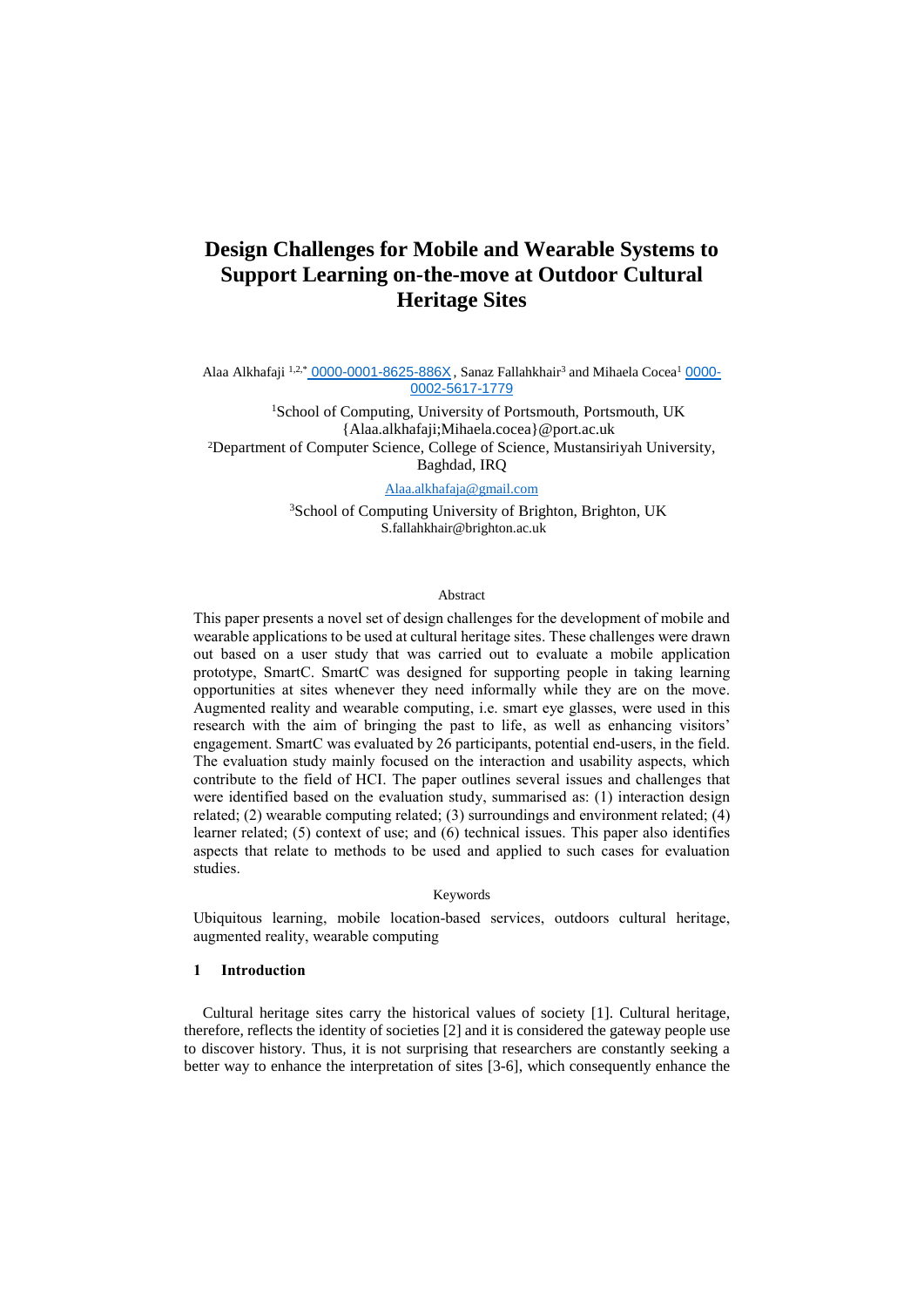# Design Challenges for Mobile and Wearable Systems to Support Learning on-the-move at Outdoor Cultural Heritage Sites

Alaa Alkhafaji [1,2,*] 0000-0001-8625-886X, Sanaz Fallahkhair[3] and Mihaela Cocea[1] 0000-0002-5617-1779

[1]School of Computing, University of Portsmouth, Portsmouth, UK
{Alaa.alkhafaji;Mihaela.cocea}@port.ac.uk
[2]Department of Computer Science, College of Science, Mustansiriyah University, Baghdad, IRQ

Alaa.alkhafaja@gmail.com

[3]School of Computing University of Brighton, Brighton, UK
S.fallahkhair@brighton.ac.uk

## Abstract

This paper presents a novel set of design challenges for the development of mobile and wearable applications to be used at cultural heritage sites. These challenges were drawn out based on a user study that was carried out to evaluate a mobile application prototype, SmartC. SmartC was designed for supporting people in taking learning opportunities at sites whenever they need informally while they are on the move. Augmented reality and wearable computing, i.e. smart eye glasses, were used in this research with the aim of bringing the past to life, as well as enhancing visitors' engagement. SmartC was evaluated by 26 participants, potential end-users, in the field. The evaluation study mainly focused on the interaction and usability aspects, which contribute to the field of HCI. The paper outlines several issues and challenges that were identified based on the evaluation study, summarised as: (1) interaction design related; (2) wearable computing related; (3) surroundings and environment related; (4) learner related; (5) context of use; and (6) technical issues. This paper also identifies aspects that relate to methods to be used and applied to such cases for evaluation studies.

## Keywords

Ubiquitous learning, mobile location-based services, outdoors cultural heritage, augmented reality, wearable computing

## 1 Introduction

Cultural heritage sites carry the historical values of society [1]. Cultural heritage, therefore, reflects the identity of societies [2] and it is considered the gateway people use to discover history. Thus, it is not surprising that researchers are constantly seeking a better way to enhance the interpretation of sites [3-6], which consequently enhance the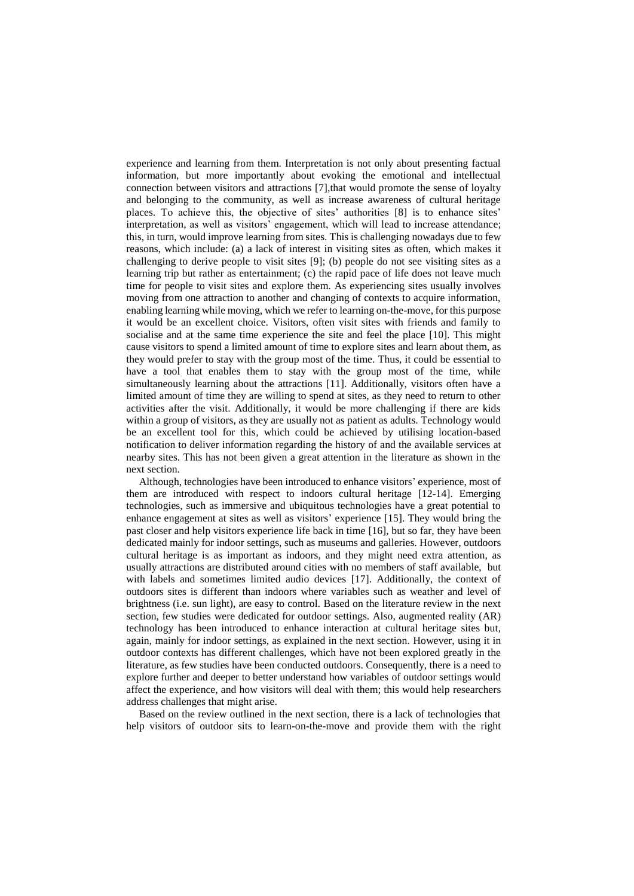experience and learning from them. Interpretation is not only about presenting factual information, but more importantly about evoking the emotional and intellectual connection between visitors and attractions [7],that would promote the sense of loyalty and belonging to the community, as well as increase awareness of cultural heritage places. To achieve this, the objective of sites' authorities [8] is to enhance sites' interpretation, as well as visitors' engagement, which will lead to increase attendance; this, in turn, would improve learning from sites. This is challenging nowadays due to few reasons, which include: (a) a lack of interest in visiting sites as often, which makes it challenging to derive people to visit sites [9]; (b) people do not see visiting sites as a learning trip but rather as entertainment; (c) the rapid pace of life does not leave much time for people to visit sites and explore them. As experiencing sites usually involves moving from one attraction to another and changing of contexts to acquire information, enabling learning while moving, which we refer to learning on-the-move, for this purpose it would be an excellent choice. Visitors, often visit sites with friends and family to socialise and at the same time experience the site and feel the place [10]. This might cause visitors to spend a limited amount of time to explore sites and learn about them, as they would prefer to stay with the group most of the time. Thus, it could be essential to have a tool that enables them to stay with the group most of the time, while simultaneously learning about the attractions [11]. Additionally, visitors often have a limited amount of time they are willing to spend at sites, as they need to return to other activities after the visit. Additionally, it would be more challenging if there are kids within a group of visitors, as they are usually not as patient as adults. Technology would be an excellent tool for this, which could be achieved by utilising location-based notification to deliver information regarding the history of and the available services at nearby sites. This has not been given a great attention in the literature as shown in the next section.

Although, technologies have been introduced to enhance visitors' experience, most of them are introduced with respect to indoors cultural heritage [12-14]. Emerging technologies, such as immersive and ubiquitous technologies have a great potential to enhance engagement at sites as well as visitors' experience [15]. They would bring the past closer and help visitors experience life back in time [16], but so far, they have been dedicated mainly for indoor settings, such as museums and galleries. However, outdoors cultural heritage is as important as indoors, and they might need extra attention, as usually attractions are distributed around cities with no members of staff available, but with labels and sometimes limited audio devices [17]. Additionally, the context of outdoors sites is different than indoors where variables such as weather and level of brightness (i.e. sun light), are easy to control. Based on the literature review in the next section, few studies were dedicated for outdoor settings. Also, augmented reality (AR) technology has been introduced to enhance interaction at cultural heritage sites but, again, mainly for indoor settings, as explained in the next section. However, using it in outdoor contexts has different challenges, which have not been explored greatly in the literature, as few studies have been conducted outdoors. Consequently, there is a need to explore further and deeper to better understand how variables of outdoor settings would affect the experience, and how visitors will deal with them; this would help researchers address challenges that might arise.

Based on the review outlined in the next section, there is a lack of technologies that help visitors of outdoor sits to learn-on-the-move and provide them with the right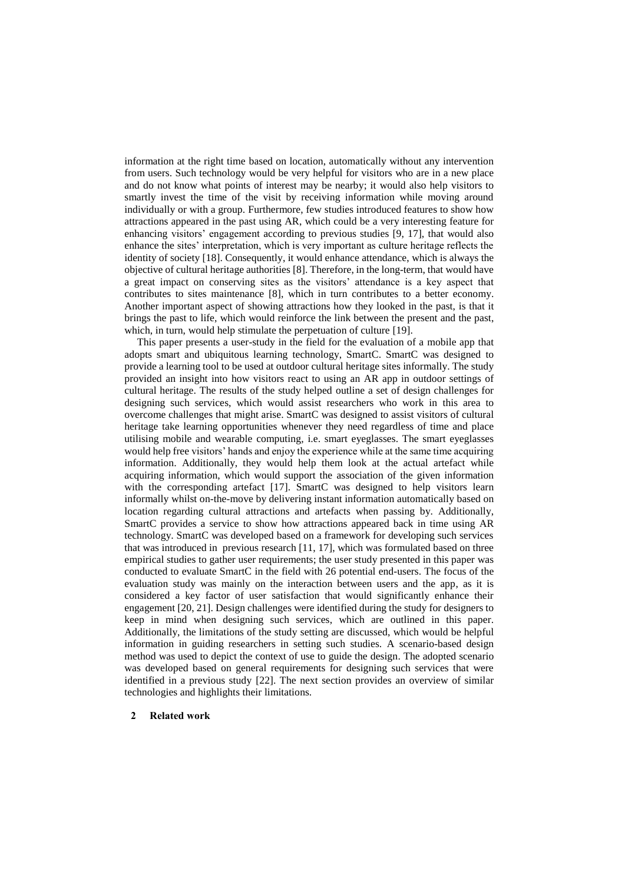information at the right time based on location, automatically without any intervention from users. Such technology would be very helpful for visitors who are in a new place and do not know what points of interest may be nearby; it would also help visitors to smartly invest the time of the visit by receiving information while moving around individually or with a group. Furthermore, few studies introduced features to show how attractions appeared in the past using AR, which could be a very interesting feature for enhancing visitors' engagement according to previous studies [9, 17], that would also enhance the sites' interpretation, which is very important as culture heritage reflects the identity of society [18]. Consequently, it would enhance attendance, which is always the objective of cultural heritage authorities [8]. Therefore, in the long-term, that would have a great impact on conserving sites as the visitors' attendance is a key aspect that contributes to sites maintenance [8], which in turn contributes to a better economy. Another important aspect of showing attractions how they looked in the past, is that it brings the past to life, which would reinforce the link between the present and the past, which, in turn, would help stimulate the perpetuation of culture [19].

This paper presents a user-study in the field for the evaluation of a mobile app that adopts smart and ubiquitous learning technology, SmartC. SmartC was designed to provide a learning tool to be used at outdoor cultural heritage sites informally. The study provided an insight into how visitors react to using an AR app in outdoor settings of cultural heritage. The results of the study helped outline a set of design challenges for designing such services, which would assist researchers who work in this area to overcome challenges that might arise. SmartC was designed to assist visitors of cultural heritage take learning opportunities whenever they need regardless of time and place utilising mobile and wearable computing, i.e. smart eyeglasses. The smart eyeglasses would help free visitors' hands and enjoy the experience while at the same time acquiring information. Additionally, they would help them look at the actual artefact while acquiring information, which would support the association of the given information with the corresponding artefact [17]. SmartC was designed to help visitors learn informally whilst on-the-move by delivering instant information automatically based on location regarding cultural attractions and artefacts when passing by. Additionally, SmartC provides a service to show how attractions appeared back in time using AR technology. SmartC was developed based on a framework for developing such services that was introduced in previous research [11, 17], which was formulated based on three empirical studies to gather user requirements; the user study presented in this paper was conducted to evaluate SmartC in the field with 26 potential end-users. The focus of the evaluation study was mainly on the interaction between users and the app, as it is considered a key factor of user satisfaction that would significantly enhance their engagement [20, 21]. Design challenges were identified during the study for designers to keep in mind when designing such services, which are outlined in this paper. Additionally, the limitations of the study setting are discussed, which would be helpful information in guiding researchers in setting such studies. A scenario-based design method was used to depict the context of use to guide the design. The adopted scenario was developed based on general requirements for designing such services that were identified in a previous study [22]. The next section provides an overview of similar technologies and highlights their limitations.

## 2 Related work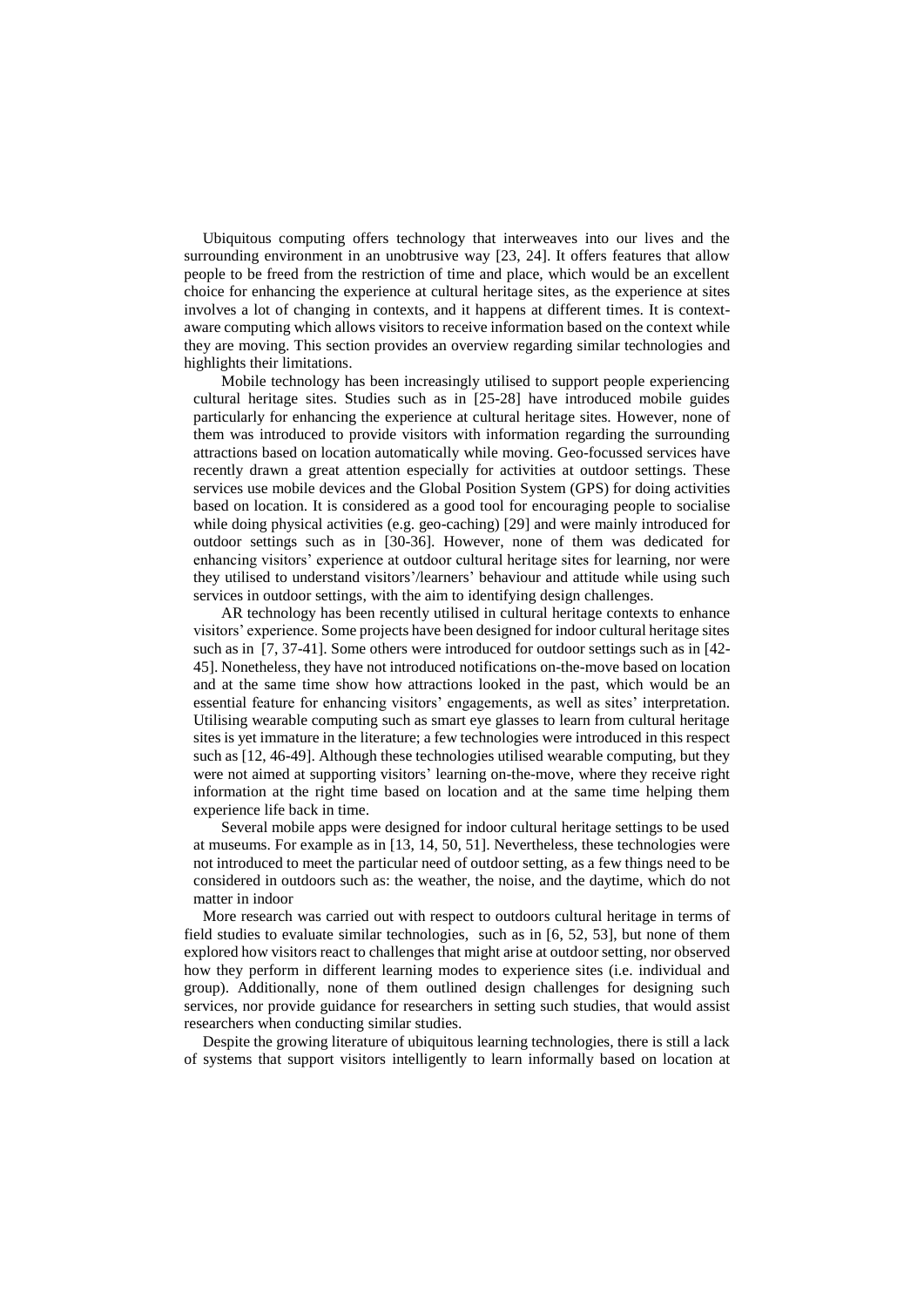Ubiquitous computing offers technology that interweaves into our lives and the surrounding environment in an unobtrusive way [23, 24]. It offers features that allow people to be freed from the restriction of time and place, which would be an excellent choice for enhancing the experience at cultural heritage sites, as the experience at sites involves a lot of changing in contexts, and it happens at different times. It is context-aware computing which allows visitors to receive information based on the context while they are moving. This section provides an overview regarding similar technologies and highlights their limitations.

Mobile technology has been increasingly utilised to support people experiencing cultural heritage sites. Studies such as in [25-28] have introduced mobile guides particularly for enhancing the experience at cultural heritage sites. However, none of them was introduced to provide visitors with information regarding the surrounding attractions based on location automatically while moving. Geo-focussed services have recently drawn a great attention especially for activities at outdoor settings. These services use mobile devices and the Global Position System (GPS) for doing activities based on location. It is considered as a good tool for encouraging people to socialise while doing physical activities (e.g. geo-caching) [29] and were mainly introduced for outdoor settings such as in [30-36]. However, none of them was dedicated for enhancing visitors' experience at outdoor cultural heritage sites for learning, nor were they utilised to understand visitors'/learners' behaviour and attitude while using such services in outdoor settings, with the aim to identifying design challenges.

AR technology has been recently utilised in cultural heritage contexts to enhance visitors' experience. Some projects have been designed for indoor cultural heritage sites such as in [7, 37-41]. Some others were introduced for outdoor settings such as in [42-45]. Nonetheless, they have not introduced notifications on-the-move based on location and at the same time show how attractions looked in the past, which would be an essential feature for enhancing visitors' engagements, as well as sites' interpretation. Utilising wearable computing such as smart eye glasses to learn from cultural heritage sites is yet immature in the literature; a few technologies were introduced in this respect such as [12, 46-49]. Although these technologies utilised wearable computing, but they were not aimed at supporting visitors' learning on-the-move, where they receive right information at the right time based on location and at the same time helping them experience life back in time.

Several mobile apps were designed for indoor cultural heritage settings to be used at museums. For example as in [13, 14, 50, 51]. Nevertheless, these technologies were not introduced to meet the particular need of outdoor setting, as a few things need to be considered in outdoors such as: the weather, the noise, and the daytime, which do not matter in indoor

More research was carried out with respect to outdoors cultural heritage in terms of field studies to evaluate similar technologies, such as in [6, 52, 53], but none of them explored how visitors react to challenges that might arise at outdoor setting, nor observed how they perform in different learning modes to experience sites (i.e. individual and group). Additionally, none of them outlined design challenges for designing such services, nor provide guidance for researchers in setting such studies, that would assist researchers when conducting similar studies.

Despite the growing literature of ubiquitous learning technologies, there is still a lack of systems that support visitors intelligently to learn informally based on location at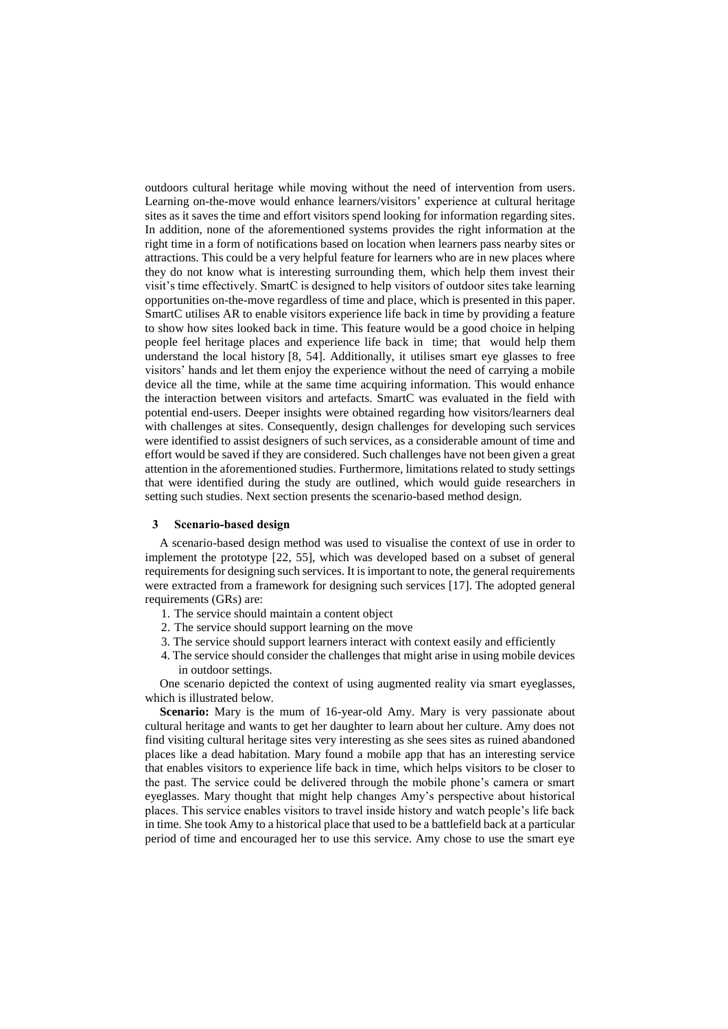outdoors cultural heritage while moving without the need of intervention from users. Learning on-the-move would enhance learners/visitors' experience at cultural heritage sites as it saves the time and effort visitors spend looking for information regarding sites. In addition, none of the aforementioned systems provides the right information at the right time in a form of notifications based on location when learners pass nearby sites or attractions. This could be a very helpful feature for learners who are in new places where they do not know what is interesting surrounding them, which help them invest their visit's time effectively. SmartC is designed to help visitors of outdoor sites take learning opportunities on-the-move regardless of time and place, which is presented in this paper. SmartC utilises AR to enable visitors experience life back in time by providing a feature to show how sites looked back in time. This feature would be a good choice in helping people feel heritage places and experience life back in time; that would help them understand the local history [8, 54]. Additionally, it utilises smart eye glasses to free visitors' hands and let them enjoy the experience without the need of carrying a mobile device all the time, while at the same time acquiring information. This would enhance the interaction between visitors and artefacts. SmartC was evaluated in the field with potential end-users. Deeper insights were obtained regarding how visitors/learners deal with challenges at sites. Consequently, design challenges for developing such services were identified to assist designers of such services, as a considerable amount of time and effort would be saved if they are considered. Such challenges have not been given a great attention in the aforementioned studies. Furthermore, limitations related to study settings that were identified during the study are outlined, which would guide researchers in setting such studies. Next section presents the scenario-based method design.

## 3 Scenario-based design

A scenario-based design method was used to visualise the context of use in order to implement the prototype [22, 55], which was developed based on a subset of general requirements for designing such services. It is important to note, the general requirements were extracted from a framework for designing such services [17]. The adopted general requirements (GRs) are:

1. The service should maintain a content object
2. The service should support learning on the move
3. The service should support learners interact with context easily and efficiently
4. The service should consider the challenges that might arise in using mobile devices in outdoor settings.

One scenario depicted the context of using augmented reality via smart eyeglasses, which is illustrated below.

**Scenario:** Mary is the mum of 16-year-old Amy. Mary is very passionate about cultural heritage and wants to get her daughter to learn about her culture. Amy does not find visiting cultural heritage sites very interesting as she sees sites as ruined abandoned places like a dead habitation. Mary found a mobile app that has an interesting service that enables visitors to experience life back in time, which helps visitors to be closer to the past. The service could be delivered through the mobile phone's camera or smart eyeglasses. Mary thought that might help changes Amy's perspective about historical places. This service enables visitors to travel inside history and watch people's life back in time. She took Amy to a historical place that used to be a battlefield back at a particular period of time and encouraged her to use this service. Amy chose to use the smart eye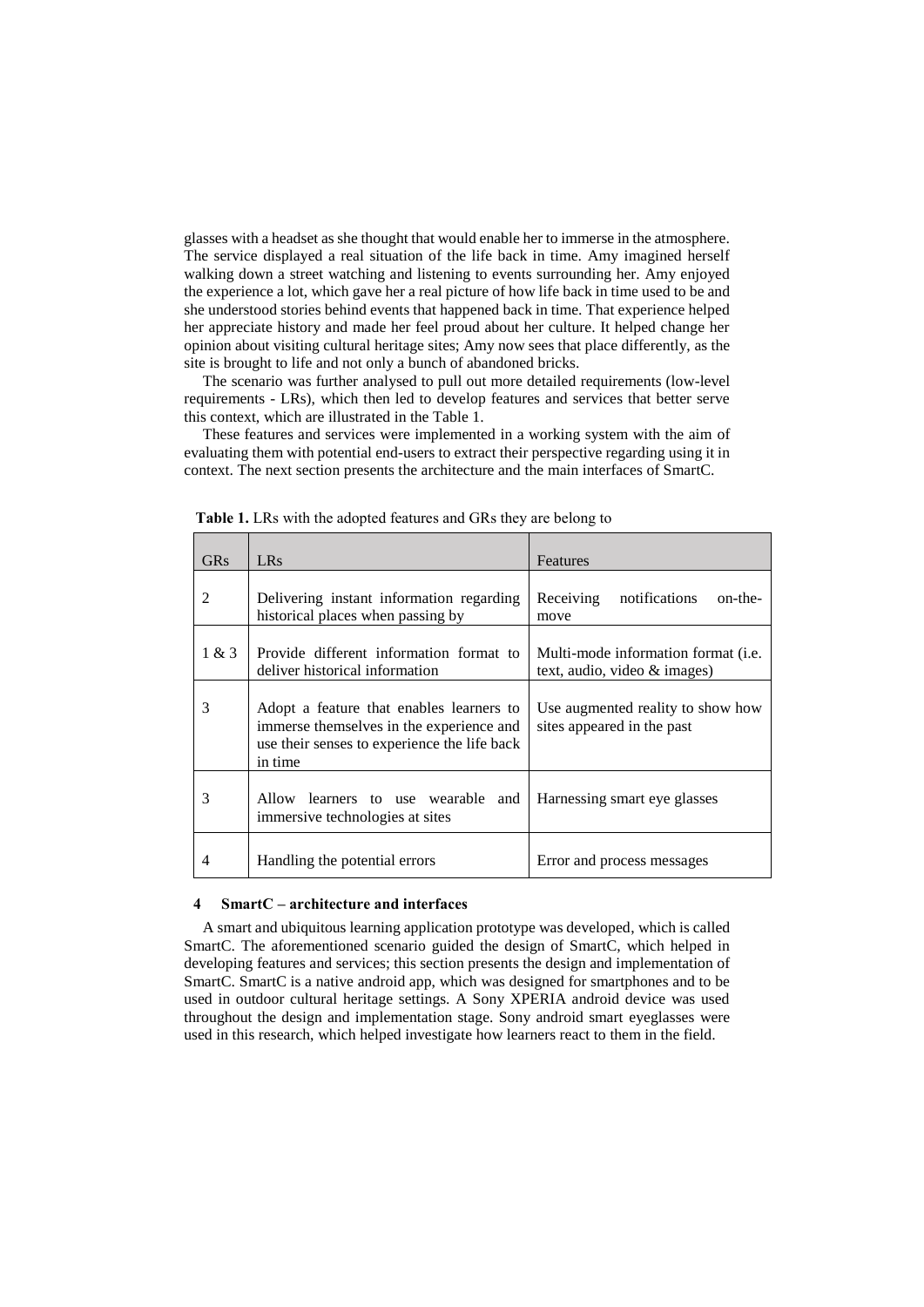glasses with a headset as she thought that would enable her to immerse in the atmosphere. The service displayed a real situation of the life back in time. Amy imagined herself walking down a street watching and listening to events surrounding her. Amy enjoyed the experience a lot, which gave her a real picture of how life back in time used to be and she understood stories behind events that happened back in time. That experience helped her appreciate history and made her feel proud about her culture. It helped change her opinion about visiting cultural heritage sites; Amy now sees that place differently, as the site is brought to life and not only a bunch of abandoned bricks.

The scenario was further analysed to pull out more detailed requirements (low-level requirements - LRs), which then led to develop features and services that better serve this context, which are illustrated in the Table 1.

These features and services were implemented in a working system with the aim of evaluating them with potential end-users to extract their perspective regarding using it in context. The next section presents the architecture and the main interfaces of SmartC.

**Table 1.** LRs with the adopted features and GRs they are belong to

| GRs | LRs | Features |
|---|---|---|
| 2 | Delivering instant information regarding historical places when passing by | Receiving notifications on-the-move |
| 1 & 3 | Provide different information format to deliver historical information | Multi-mode information format (i.e. text, audio, video & images) |
| 3 | Adopt a feature that enables learners to immerse themselves in the experience and use their senses to experience the life back in time | Use augmented reality to show how sites appeared in the past |
| 3 | Allow learners to use wearable and immersive technologies at sites | Harnessing smart eye glasses |
| 4 | Handling the potential errors | Error and process messages |

## 4 SmartC – architecture and interfaces

A smart and ubiquitous learning application prototype was developed, which is called SmartC. The aforementioned scenario guided the design of SmartC, which helped in developing features and services; this section presents the design and implementation of SmartC. SmartC is a native android app, which was designed for smartphones and to be used in outdoor cultural heritage settings. A Sony XPERIA android device was used throughout the design and implementation stage. Sony android smart eyeglasses were used in this research, which helped investigate how learners react to them in the field.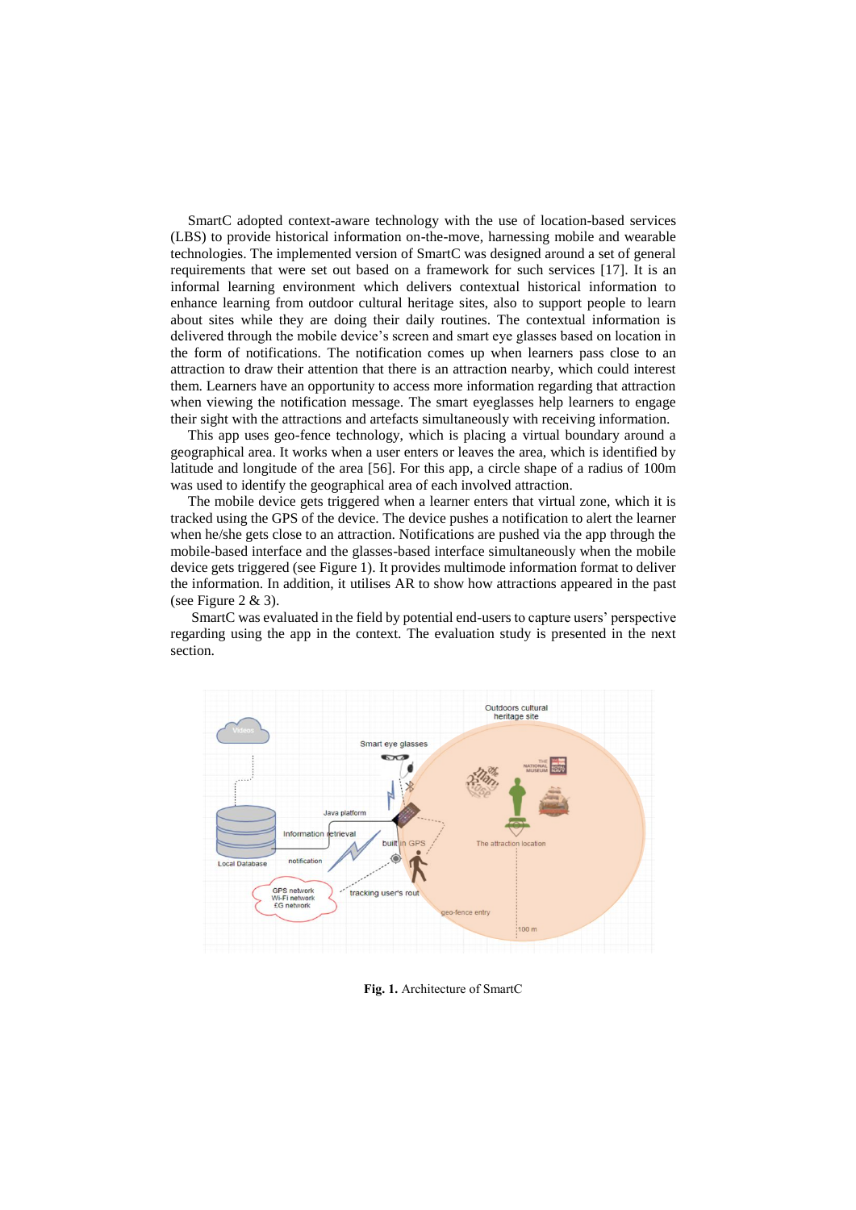SmartC adopted context-aware technology with the use of location-based services (LBS) to provide historical information on-the-move, harnessing mobile and wearable technologies. The implemented version of SmartC was designed around a set of general requirements that were set out based on a framework for such services [17]. It is an informal learning environment which delivers contextual historical information to enhance learning from outdoor cultural heritage sites, also to support people to learn about sites while they are doing their daily routines. The contextual information is delivered through the mobile device's screen and smart eye glasses based on location in the form of notifications. The notification comes up when learners pass close to an attraction to draw their attention that there is an attraction nearby, which could interest them. Learners have an opportunity to access more information regarding that attraction when viewing the notification message. The smart eyeglasses help learners to engage their sight with the attractions and artefacts simultaneously with receiving information.

This app uses geo-fence technology, which is placing a virtual boundary around a geographical area. It works when a user enters or leaves the area, which is identified by latitude and longitude of the area [56]. For this app, a circle shape of a radius of 100m was used to identify the geographical area of each involved attraction.

The mobile device gets triggered when a learner enters that virtual zone, which it is tracked using the GPS of the device. The device pushes a notification to alert the learner when he/she gets close to an attraction. Notifications are pushed via the app through the mobile-based interface and the glasses-based interface simultaneously when the mobile device gets triggered (see Figure 1). It provides multimode information format to deliver the information. In addition, it utilises AR to show how attractions appeared in the past (see Figure 2 & 3).

SmartC was evaluated in the field by potential end-users to capture users' perspective regarding using the app in the context. The evaluation study is presented in the next section.

**Fig. 1.** Architecture of SmartC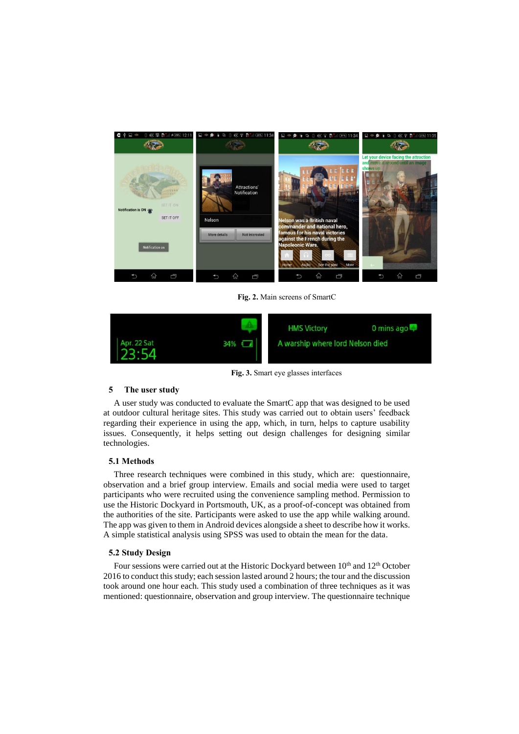Fig. 2. Main screens of SmartC

Fig. 3. Smart eye glasses interfaces

## 5 The user study

A user study was conducted to evaluate the SmartC app that was designed to be used at outdoor cultural heritage sites. This study was carried out to obtain users' feedback regarding their experience in using the app, which, in turn, helps to capture usability issues. Consequently, it helps setting out design challenges for designing similar technologies.

### 5.1 Methods

Three research techniques were combined in this study, which are: questionnaire, observation and a brief group interview. Emails and social media were used to target participants who were recruited using the convenience sampling method. Permission to use the Historic Dockyard in Portsmouth, UK, as a proof-of-concept was obtained from the authorities of the site. Participants were asked to use the app while walking around. The app was given to them in Android devices alongside a sheet to describe how it works. A simple statistical analysis using SPSS was used to obtain the mean for the data.

### 5.2 Study Design

Four sessions were carried out at the Historic Dockyard between 10th and 12th October 2016 to conduct this study; each session lasted around 2 hours; the tour and the discussion took around one hour each. This study used a combination of three techniques as it was mentioned: questionnaire, observation and group interview. The questionnaire technique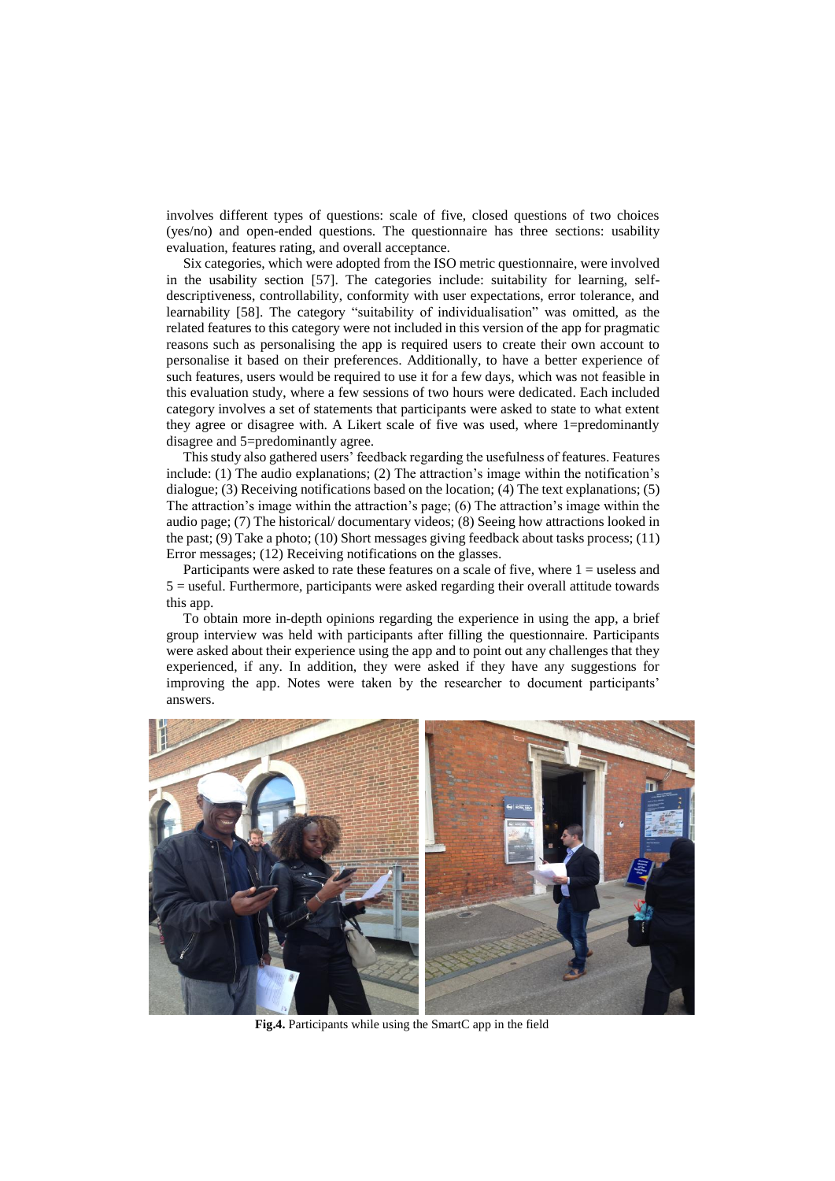involves different types of questions: scale of five, closed questions of two choices (yes/no) and open-ended questions. The questionnaire has three sections: usability evaluation, features rating, and overall acceptance.

Six categories, which were adopted from the ISO metric questionnaire, were involved in the usability section [57]. The categories include: suitability for learning, self-descriptiveness, controllability, conformity with user expectations, error tolerance, and learnability [58]. The category "suitability of individualisation" was omitted, as the related features to this category were not included in this version of the app for pragmatic reasons such as personalising the app is required users to create their own account to personalise it based on their preferences. Additionally, to have a better experience of such features, users would be required to use it for a few days, which was not feasible in this evaluation study, where a few sessions of two hours were dedicated. Each included category involves a set of statements that participants were asked to state to what extent they agree or disagree with. A Likert scale of five was used, where 1=predominantly disagree and 5=predominantly agree.

This study also gathered users' feedback regarding the usefulness of features. Features include: (1) The audio explanations; (2) The attraction's image within the notification's dialogue; (3) Receiving notifications based on the location; (4) The text explanations; (5) The attraction's image within the attraction's page; (6) The attraction's image within the audio page; (7) The historical/ documentary videos; (8) Seeing how attractions looked in the past; (9) Take a photo; (10) Short messages giving feedback about tasks process; (11) Error messages; (12) Receiving notifications on the glasses.

Participants were asked to rate these features on a scale of five, where 1 = useless and 5 = useful. Furthermore, participants were asked regarding their overall attitude towards this app.

To obtain more in-depth opinions regarding the experience in using the app, a brief group interview was held with participants after filling the questionnaire. Participants were asked about their experience using the app and to point out any challenges that they experienced, if any. In addition, they were asked if they have any suggestions for improving the app. Notes were taken by the researcher to document participants' answers.

**Fig.4.** Participants while using the SmartC app in the field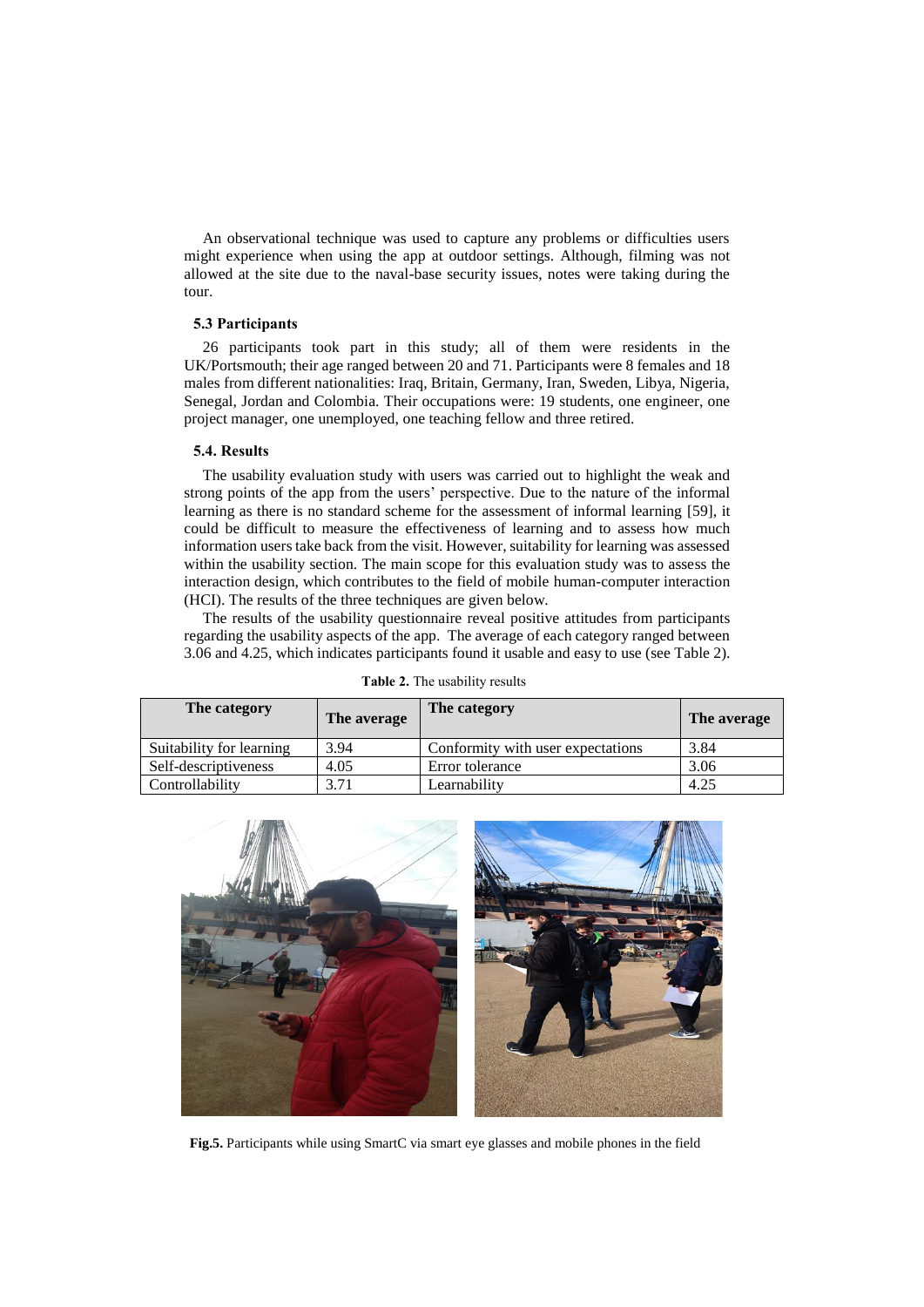An observational technique was used to capture any problems or difficulties users might experience when using the app at outdoor settings. Although, filming was not allowed at the site due to the naval-base security issues, notes were taking during the tour.

### 5.3 Participants

26 participants took part in this study; all of them were residents in the UK/Portsmouth; their age ranged between 20 and 71. Participants were 8 females and 18 males from different nationalities: Iraq, Britain, Germany, Iran, Sweden, Libya, Nigeria, Senegal, Jordan and Colombia. Their occupations were: 19 students, one engineer, one project manager, one unemployed, one teaching fellow and three retired.

### 5.4. Results

The usability evaluation study with users was carried out to highlight the weak and strong points of the app from the users' perspective. Due to the nature of the informal learning as there is no standard scheme for the assessment of informal learning [59], it could be difficult to measure the effectiveness of learning and to assess how much information users take back from the visit. However, suitability for learning was assessed within the usability section. The main scope for this evaluation study was to assess the interaction design, which contributes to the field of mobile human-computer interaction (HCI). The results of the three techniques are given below.

The results of the usability questionnaire reveal positive attitudes from participants regarding the usability aspects of the app. The average of each category ranged between 3.06 and 4.25, which indicates participants found it usable and easy to use (see Table 2).

**Table 2.** The usability results

| The category | The average | The category | The average |
|---|---|---|---|
| Suitability for learning | 3.94 | Conformity with user expectations | 3.84 |
| Self-descriptiveness | 4.05 | Error tolerance | 3.06 |
| Controllability | 3.71 | Learnability | 4.25 |

**Fig.5.** Participants while using SmartC via smart eye glasses and mobile phones in the field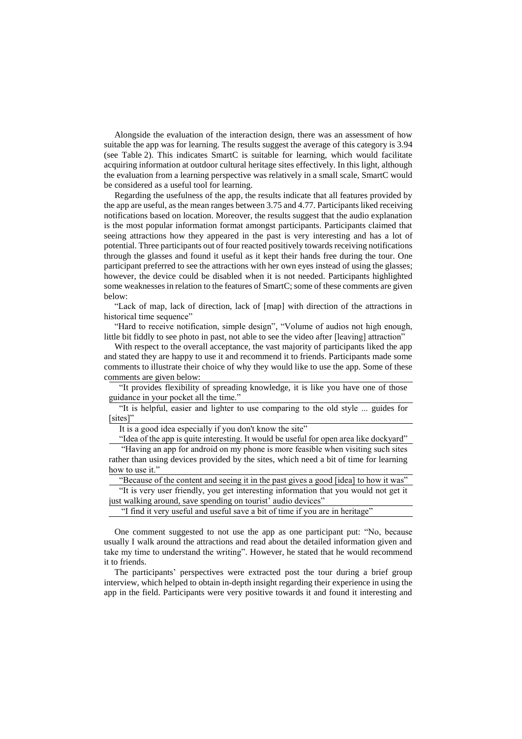Alongside the evaluation of the interaction design, there was an assessment of how suitable the app was for learning. The results suggest the average of this category is 3.94 (see Table 2). This indicates SmartC is suitable for learning, which would facilitate acquiring information at outdoor cultural heritage sites effectively. In this light, although the evaluation from a learning perspective was relatively in a small scale, SmartC would be considered as a useful tool for learning.

Regarding the usefulness of the app, the results indicate that all features provided by the app are useful, as the mean ranges between 3.75 and 4.77. Participants liked receiving notifications based on location. Moreover, the results suggest that the audio explanation is the most popular information format amongst participants. Participants claimed that seeing attractions how they appeared in the past is very interesting and has a lot of potential. Three participants out of four reacted positively towards receiving notifications through the glasses and found it useful as it kept their hands free during the tour. One participant preferred to see the attractions with her own eyes instead of using the glasses; however, the device could be disabled when it is not needed. Participants highlighted some weaknesses in relation to the features of SmartC; some of these comments are given below:

"Lack of map, lack of direction, lack of [map] with direction of the attractions in historical time sequence"

"Hard to receive notification, simple design", "Volume of audios not high enough, little bit fiddly to see photo in past, not able to see the video after [leaving] attraction"

With respect to the overall acceptance, the vast majority of participants liked the app and stated they are happy to use it and recommend it to friends. Participants made some comments to illustrate their choice of why they would like to use the app. Some of these comments are given below:

"It provides flexibility of spreading knowledge, it is like you have one of those guidance in your pocket all the time."

"It is helpful, easier and lighter to use comparing to the old style ... guides for [sites]"

It is a good idea especially if you don't know the site"

"Idea of the app is quite interesting. It would be useful for open area like dockyard"

"Having an app for android on my phone is more feasible when visiting such sites rather than using devices provided by the sites, which need a bit of time for learning how to use it."

"Because of the content and seeing it in the past gives a good [idea] to how it was"

"It is very user friendly, you get interesting information that you would not get it just walking around, save spending on tourist' audio devices"

"I find it very useful and useful save a bit of time if you are in heritage"

One comment suggested to not use the app as one participant put: "No, because usually I walk around the attractions and read about the detailed information given and take my time to understand the writing". However, he stated that he would recommend it to friends.

The participants' perspectives were extracted post the tour during a brief group interview, which helped to obtain in-depth insight regarding their experience in using the app in the field. Participants were very positive towards it and found it interesting and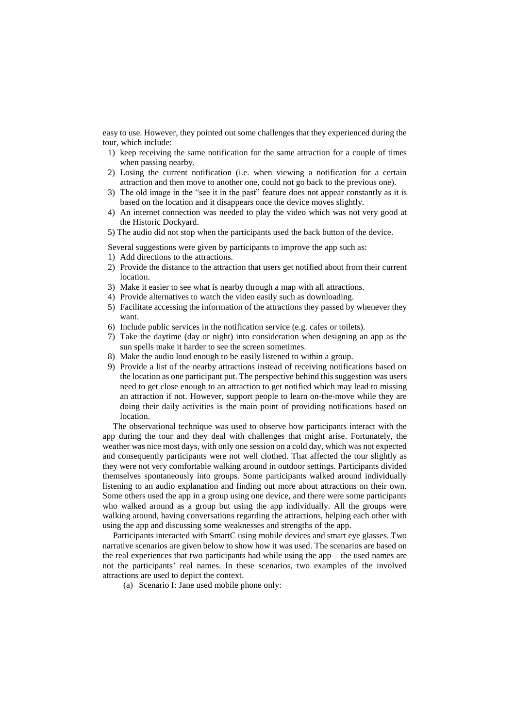easy to use. However, they pointed out some challenges that they experienced during the tour, which include:

1) keep receiving the same notification for the same attraction for a couple of times when passing nearby.
2) Losing the current notification (i.e. when viewing a notification for a certain attraction and then move to another one, could not go back to the previous one).
3) The old image in the "see it in the past" feature does not appear constantly as it is based on the location and it disappears once the device moves slightly.
4) An internet connection was needed to play the video which was not very good at the Historic Dockyard.
5) The audio did not stop when the participants used the back button of the device.

Several suggestions were given by participants to improve the app such as:

1) Add directions to the attractions.
2) Provide the distance to the attraction that users get notified about from their current location.
3) Make it easier to see what is nearby through a map with all attractions.
4) Provide alternatives to watch the video easily such as downloading.
5) Facilitate accessing the information of the attractions they passed by whenever they want.
6) Include public services in the notification service (e.g. cafes or toilets).
7) Take the daytime (day or night) into consideration when designing an app as the sun spells make it harder to see the screen sometimes.
8) Make the audio loud enough to be easily listened to within a group.
9) Provide a list of the nearby attractions instead of receiving notifications based on the location as one participant put. The perspective behind this suggestion was users need to get close enough to an attraction to get notified which may lead to missing an attraction if not. However, support people to learn on-the-move while they are doing their daily activities is the main point of providing notifications based on location.

The observational technique was used to observe how participants interact with the app during the tour and they deal with challenges that might arise. Fortunately, the weather was nice most days, with only one session on a cold day, which was not expected and consequently participants were not well clothed. That affected the tour slightly as they were not very comfortable walking around in outdoor settings. Participants divided themselves spontaneously into groups. Some participants walked around individually listening to an audio explanation and finding out more about attractions on their own. Some others used the app in a group using one device, and there were some participants who walked around as a group but using the app individually. All the groups were walking around, having conversations regarding the attractions, helping each other with using the app and discussing some weaknesses and strengths of the app.

Participants interacted with SmartC using mobile devices and smart eye glasses. Two narrative scenarios are given below to show how it was used. The scenarios are based on the real experiences that two participants had while using the app – the used names are not the participants' real names. In these scenarios, two examples of the involved attractions are used to depict the context.

(a) Scenario I: Jane used mobile phone only: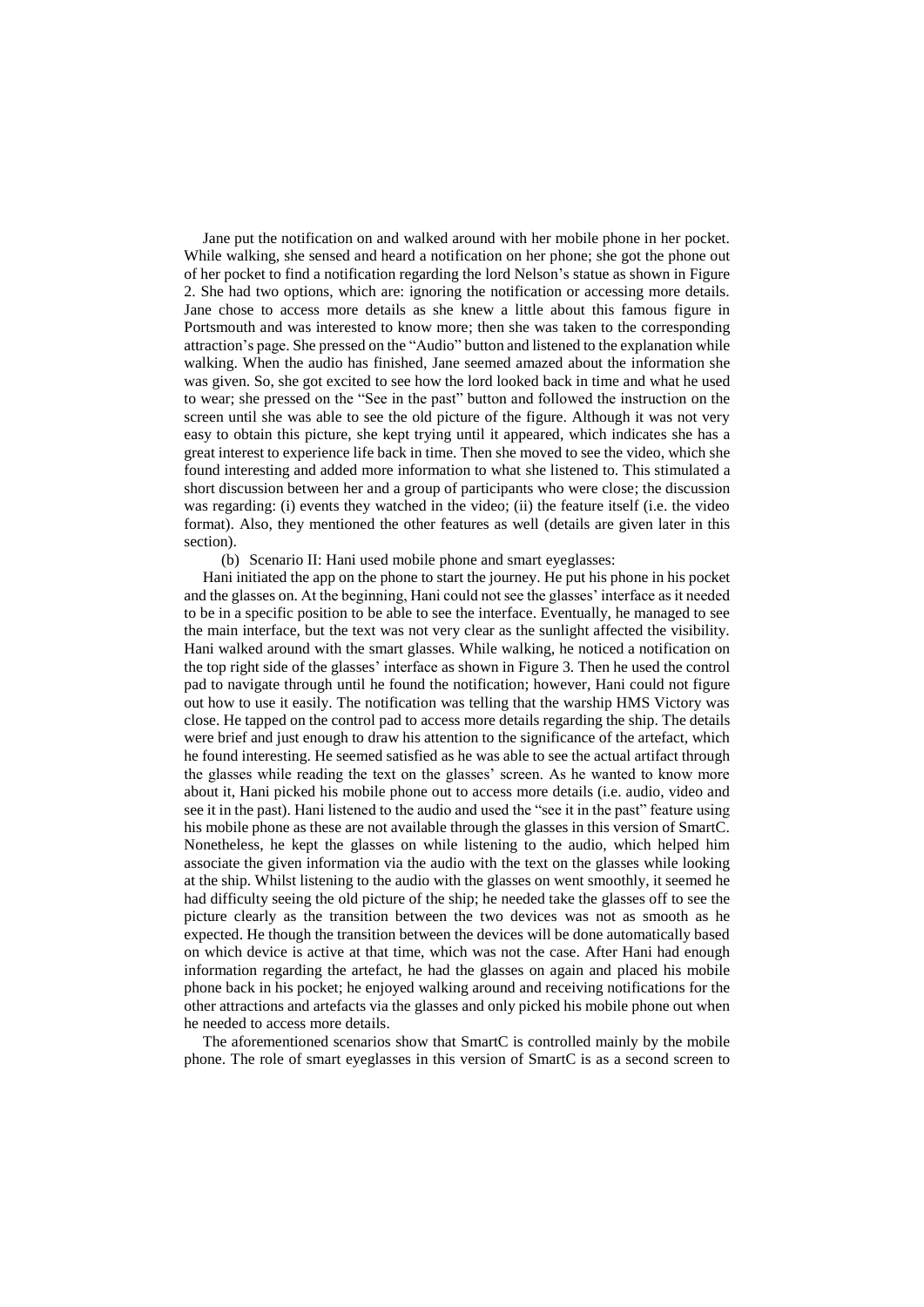Jane put the notification on and walked around with her mobile phone in her pocket. While walking, she sensed and heard a notification on her phone; she got the phone out of her pocket to find a notification regarding the lord Nelson's statue as shown in Figure 2. She had two options, which are: ignoring the notification or accessing more details. Jane chose to access more details as she knew a little about this famous figure in Portsmouth and was interested to know more; then she was taken to the corresponding attraction's page. She pressed on the "Audio" button and listened to the explanation while walking. When the audio has finished, Jane seemed amazed about the information she was given. So, she got excited to see how the lord looked back in time and what he used to wear; she pressed on the "See in the past" button and followed the instruction on the screen until she was able to see the old picture of the figure. Although it was not very easy to obtain this picture, she kept trying until it appeared, which indicates she has a great interest to experience life back in time. Then she moved to see the video, which she found interesting and added more information to what she listened to. This stimulated a short discussion between her and a group of participants who were close; the discussion was regarding: (i) events they watched in the video; (ii) the feature itself (i.e. the video format). Also, they mentioned the other features as well (details are given later in this section).

(b) Scenario II: Hani used mobile phone and smart eyeglasses:

Hani initiated the app on the phone to start the journey. He put his phone in his pocket and the glasses on. At the beginning, Hani could not see the glasses' interface as it needed to be in a specific position to be able to see the interface. Eventually, he managed to see the main interface, but the text was not very clear as the sunlight affected the visibility. Hani walked around with the smart glasses. While walking, he noticed a notification on the top right side of the glasses' interface as shown in Figure 3. Then he used the control pad to navigate through until he found the notification; however, Hani could not figure out how to use it easily. The notification was telling that the warship HMS Victory was close. He tapped on the control pad to access more details regarding the ship. The details were brief and just enough to draw his attention to the significance of the artefact, which he found interesting. He seemed satisfied as he was able to see the actual artifact through the glasses while reading the text on the glasses' screen. As he wanted to know more about it, Hani picked his mobile phone out to access more details (i.e. audio, video and see it in the past). Hani listened to the audio and used the "see it in the past" feature using his mobile phone as these are not available through the glasses in this version of SmartC. Nonetheless, he kept the glasses on while listening to the audio, which helped him associate the given information via the audio with the text on the glasses while looking at the ship. Whilst listening to the audio with the glasses on went smoothly, it seemed he had difficulty seeing the old picture of the ship; he needed take the glasses off to see the picture clearly as the transition between the two devices was not as smooth as he expected. He though the transition between the devices will be done automatically based on which device is active at that time, which was not the case. After Hani had enough information regarding the artefact, he had the glasses on again and placed his mobile phone back in his pocket; he enjoyed walking around and receiving notifications for the other attractions and artefacts via the glasses and only picked his mobile phone out when he needed to access more details.

The aforementioned scenarios show that SmartC is controlled mainly by the mobile phone. The role of smart eyeglasses in this version of SmartC is as a second screen to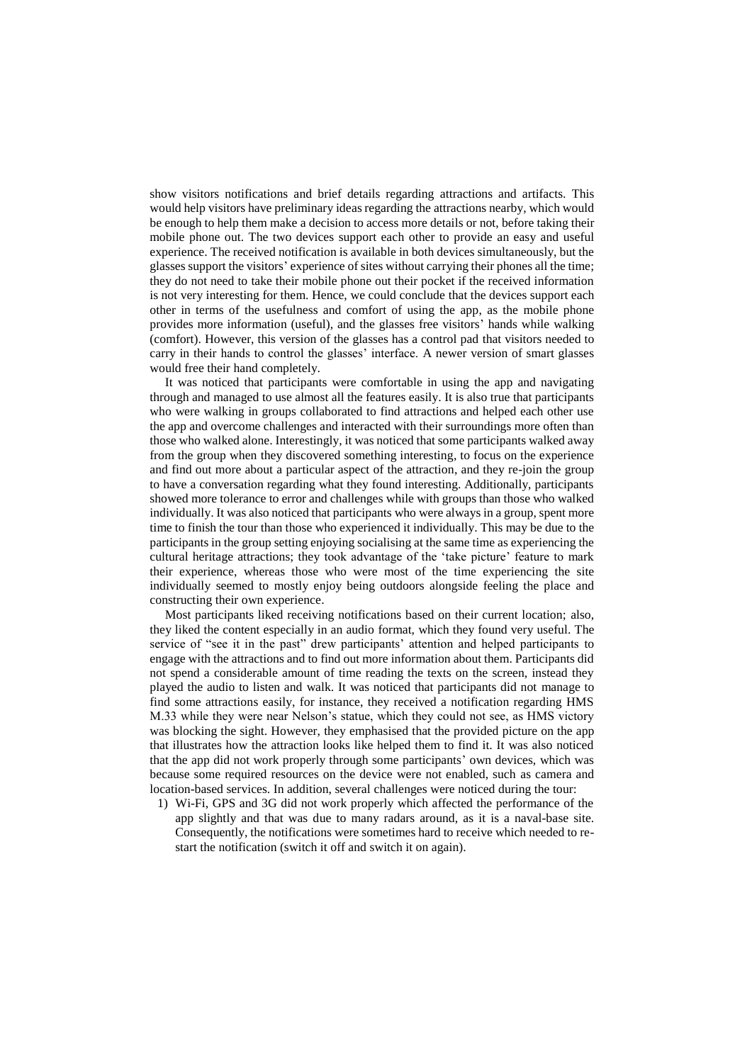show visitors notifications and brief details regarding attractions and artifacts. This would help visitors have preliminary ideas regarding the attractions nearby, which would be enough to help them make a decision to access more details or not, before taking their mobile phone out. The two devices support each other to provide an easy and useful experience. The received notification is available in both devices simultaneously, but the glasses support the visitors' experience of sites without carrying their phones all the time; they do not need to take their mobile phone out their pocket if the received information is not very interesting for them. Hence, we could conclude that the devices support each other in terms of the usefulness and comfort of using the app, as the mobile phone provides more information (useful), and the glasses free visitors' hands while walking (comfort). However, this version of the glasses has a control pad that visitors needed to carry in their hands to control the glasses' interface. A newer version of smart glasses would free their hand completely.

It was noticed that participants were comfortable in using the app and navigating through and managed to use almost all the features easily. It is also true that participants who were walking in groups collaborated to find attractions and helped each other use the app and overcome challenges and interacted with their surroundings more often than those who walked alone. Interestingly, it was noticed that some participants walked away from the group when they discovered something interesting, to focus on the experience and find out more about a particular aspect of the attraction, and they re-join the group to have a conversation regarding what they found interesting. Additionally, participants showed more tolerance to error and challenges while with groups than those who walked individually. It was also noticed that participants who were always in a group, spent more time to finish the tour than those who experienced it individually. This may be due to the participants in the group setting enjoying socialising at the same time as experiencing the cultural heritage attractions; they took advantage of the 'take picture' feature to mark their experience, whereas those who were most of the time experiencing the site individually seemed to mostly enjoy being outdoors alongside feeling the place and constructing their own experience.

Most participants liked receiving notifications based on their current location; also, they liked the content especially in an audio format, which they found very useful. The service of "see it in the past" drew participants' attention and helped participants to engage with the attractions and to find out more information about them. Participants did not spend a considerable amount of time reading the texts on the screen, instead they played the audio to listen and walk. It was noticed that participants did not manage to find some attractions easily, for instance, they received a notification regarding HMS M.33 while they were near Nelson's statue, which they could not see, as HMS victory was blocking the sight. However, they emphasised that the provided picture on the app that illustrates how the attraction looks like helped them to find it. It was also noticed that the app did not work properly through some participants' own devices, which was because some required resources on the device were not enabled, such as camera and location-based services. In addition, several challenges were noticed during the tour:

1) Wi-Fi, GPS and 3G did not work properly which affected the performance of the app slightly and that was due to many radars around, as it is a naval-base site. Consequently, the notifications were sometimes hard to receive which needed to re-start the notification (switch it off and switch it on again).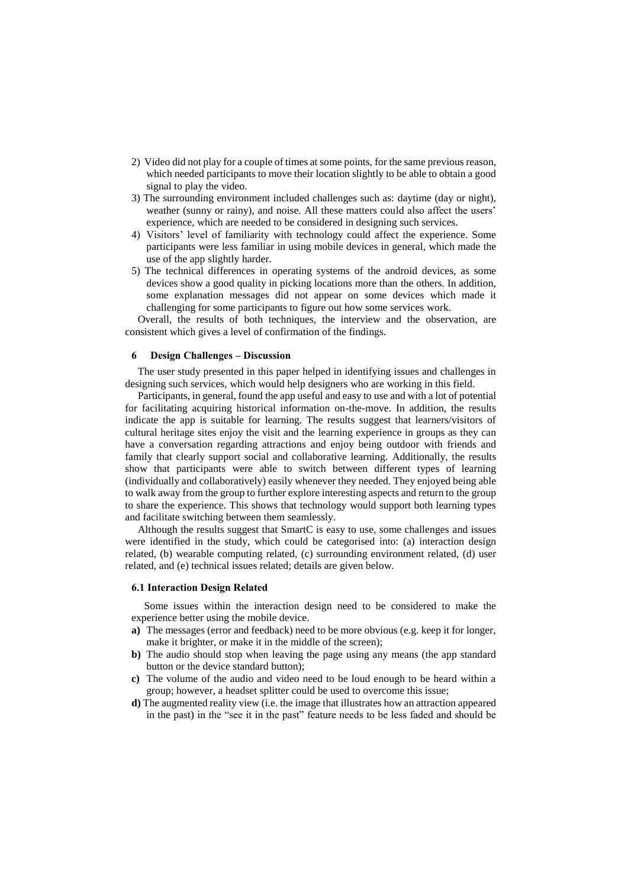2) Video did not play for a couple of times at some points, for the same previous reason, which needed participants to move their location slightly to be able to obtain a good signal to play the video.
3) The surrounding environment included challenges such as: daytime (day or night), weather (sunny or rainy), and noise. All these matters could also affect the users' experience, which are needed to be considered in designing such services.
4) Visitors' level of familiarity with technology could affect the experience. Some participants were less familiar in using mobile devices in general, which made the use of the app slightly harder.
5) The technical differences in operating systems of the android devices, as some devices show a good quality in picking locations more than the others. In addition, some explanation messages did not appear on some devices which made it challenging for some participants to figure out how some services work.

Overall, the results of both techniques, the interview and the observation, are consistent which gives a level of confirmation of the findings.

## 6 Design Challenges – Discussion

The user study presented in this paper helped in identifying issues and challenges in designing such services, which would help designers who are working in this field.

Participants, in general, found the app useful and easy to use and with a lot of potential for facilitating acquiring historical information on-the-move. In addition, the results indicate the app is suitable for learning. The results suggest that learners/visitors of cultural heritage sites enjoy the visit and the learning experience in groups as they can have a conversation regarding attractions and enjoy being outdoor with friends and family that clearly support social and collaborative learning. Additionally, the results show that participants were able to switch between different types of learning (individually and collaboratively) easily whenever they needed. They enjoyed being able to walk away from the group to further explore interesting aspects and return to the group to share the experience. This shows that technology would support both learning types and facilitate switching between them seamlessly.

Although the results suggest that SmartC is easy to use, some challenges and issues were identified in the study, which could be categorised into: (a) interaction design related, (b) wearable computing related, (c) surrounding environment related, (d) user related, and (e) technical issues related; details are given below.

### 6.1 Interaction Design Related

Some issues within the interaction design need to be considered to make the experience better using the mobile device.

- **a)** The messages (error and feedback) need to be more obvious (e.g. keep it for longer, make it brighter, or make it in the middle of the screen);
- **b)** The audio should stop when leaving the page using any means (the app standard button or the device standard button);
- **c)** The volume of the audio and video need to be loud enough to be heard within a group; however, a headset splitter could be used to overcome this issue;
- **d)** The augmented reality view (i.e. the image that illustrates how an attraction appeared in the past) in the "see it in the past" feature needs to be less faded and should be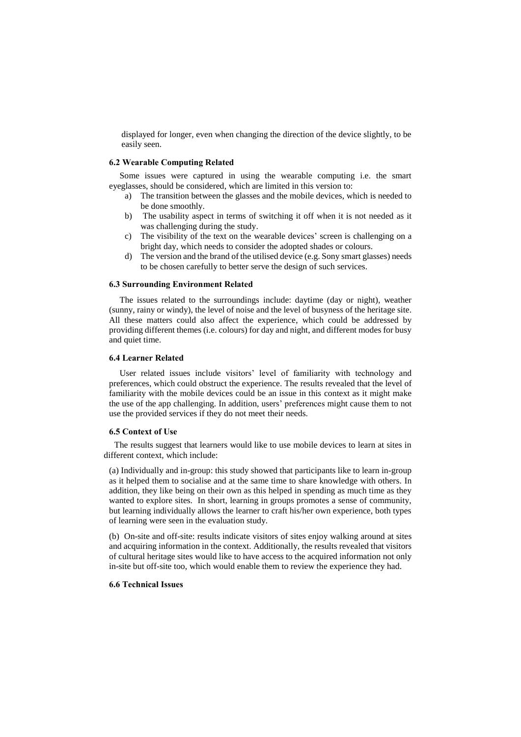displayed for longer, even when changing the direction of the device slightly, to be easily seen.

### 6.2 Wearable Computing Related

Some issues were captured in using the wearable computing i.e. the smart eyeglasses, should be considered, which are limited in this version to:

a) The transition between the glasses and the mobile devices, which is needed to be done smoothly.
b) The usability aspect in terms of switching it off when it is not needed as it was challenging during the study.
c) The visibility of the text on the wearable devices' screen is challenging on a bright day, which needs to consider the adopted shades or colours.
d) The version and the brand of the utilised device (e.g. Sony smart glasses) needs to be chosen carefully to better serve the design of such services.

### 6.3 Surrounding Environment Related

The issues related to the surroundings include: daytime (day or night), weather (sunny, rainy or windy), the level of noise and the level of busyness of the heritage site. All these matters could also affect the experience, which could be addressed by providing different themes (i.e. colours) for day and night, and different modes for busy and quiet time.

### 6.4 Learner Related

User related issues include visitors' level of familiarity with technology and preferences, which could obstruct the experience. The results revealed that the level of familiarity with the mobile devices could be an issue in this context as it might make the use of the app challenging. In addition, users' preferences might cause them to not use the provided services if they do not meet their needs.

### 6.5 Context of Use

The results suggest that learners would like to use mobile devices to learn at sites in different context, which include:

(a) Individually and in-group: this study showed that participants like to learn in-group as it helped them to socialise and at the same time to share knowledge with others. In addition, they like being on their own as this helped in spending as much time as they wanted to explore sites. In short, learning in groups promotes a sense of community, but learning individually allows the learner to craft his/her own experience, both types of learning were seen in the evaluation study.

(b) On-site and off-site: results indicate visitors of sites enjoy walking around at sites and acquiring information in the context. Additionally, the results revealed that visitors of cultural heritage sites would like to have access to the acquired information not only in-site but off-site too, which would enable them to review the experience they had.

### 6.6 Technical Issues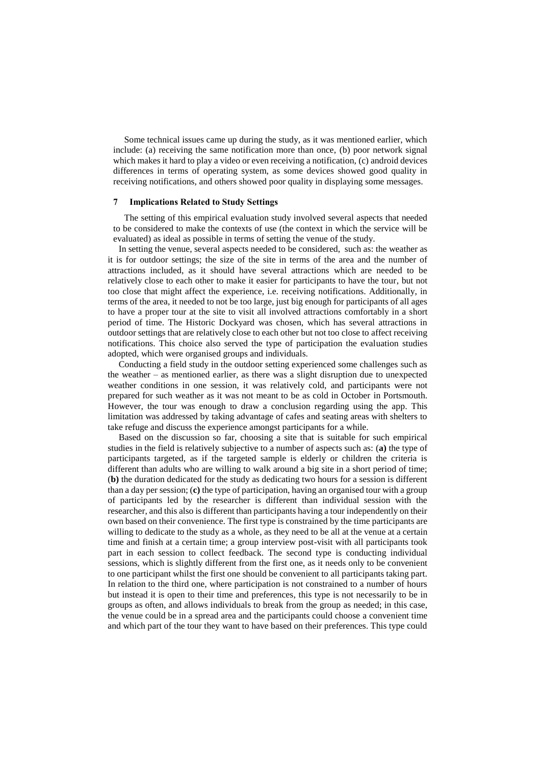Some technical issues came up during the study, as it was mentioned earlier, which include: (a) receiving the same notification more than once, (b) poor network signal which makes it hard to play a video or even receiving a notification, (c) android devices differences in terms of operating system, as some devices showed good quality in receiving notifications, and others showed poor quality in displaying some messages.

## 7 Implications Related to Study Settings

The setting of this empirical evaluation study involved several aspects that needed to be considered to make the contexts of use (the context in which the service will be evaluated) as ideal as possible in terms of setting the venue of the study.

In setting the venue, several aspects needed to be considered, such as: the weather as it is for outdoor settings; the size of the site in terms of the area and the number of attractions included, as it should have several attractions which are needed to be relatively close to each other to make it easier for participants to have the tour, but not too close that might affect the experience, i.e. receiving notifications. Additionally, in terms of the area, it needed to not be too large, just big enough for participants of all ages to have a proper tour at the site to visit all involved attractions comfortably in a short period of time. The Historic Dockyard was chosen, which has several attractions in outdoor settings that are relatively close to each other but not too close to affect receiving notifications. This choice also served the type of participation the evaluation studies adopted, which were organised groups and individuals.

Conducting a field study in the outdoor setting experienced some challenges such as the weather – as mentioned earlier, as there was a slight disruption due to unexpected weather conditions in one session, it was relatively cold, and participants were not prepared for such weather as it was not meant to be as cold in October in Portsmouth. However, the tour was enough to draw a conclusion regarding using the app. This limitation was addressed by taking advantage of cafes and seating areas with shelters to take refuge and discuss the experience amongst participants for a while.

Based on the discussion so far, choosing a site that is suitable for such empirical studies in the field is relatively subjective to a number of aspects such as: (**a)** the type of participants targeted, as if the targeted sample is elderly or children the criteria is different than adults who are willing to walk around a big site in a short period of time; (**b)** the duration dedicated for the study as dedicating two hours for a session is different than a day per session; (**c)** the type of participation, having an organised tour with a group of participants led by the researcher is different than individual session with the researcher, and this also is different than participants having a tour independently on their own based on their convenience. The first type is constrained by the time participants are willing to dedicate to the study as a whole, as they need to be all at the venue at a certain time and finish at a certain time; a group interview post-visit with all participants took part in each session to collect feedback. The second type is conducting individual sessions, which is slightly different from the first one, as it needs only to be convenient to one participant whilst the first one should be convenient to all participants taking part. In relation to the third one, where participation is not constrained to a number of hours but instead it is open to their time and preferences, this type is not necessarily to be in groups as often, and allows individuals to break from the group as needed; in this case, the venue could be in a spread area and the participants could choose a convenient time and which part of the tour they want to have based on their preferences. This type could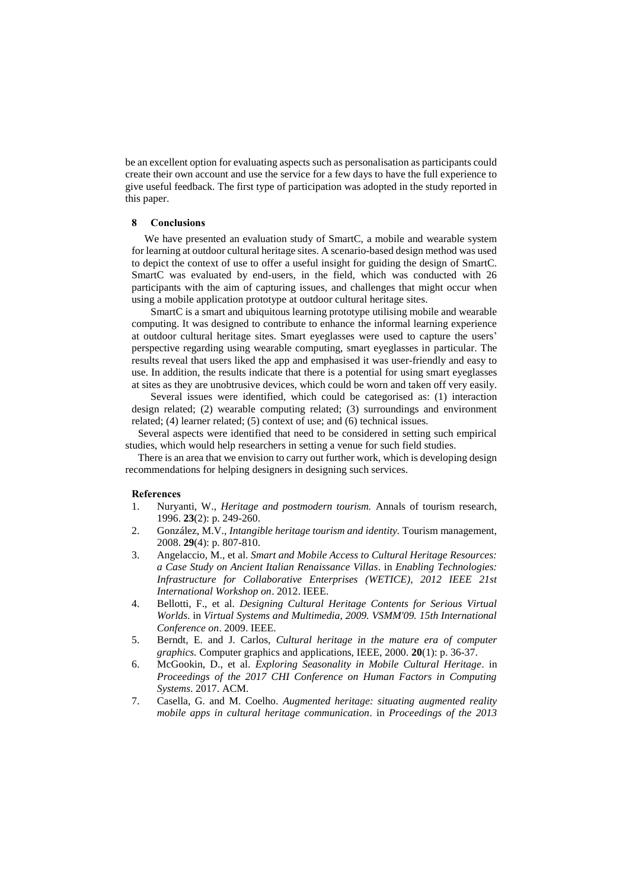be an excellent option for evaluating aspects such as personalisation as participants could create their own account and use the service for a few days to have the full experience to give useful feedback. The first type of participation was adopted in the study reported in this paper.

## 8 Conclusions

We have presented an evaluation study of SmartC, a mobile and wearable system for learning at outdoor cultural heritage sites. A scenario-based design method was used to depict the context of use to offer a useful insight for guiding the design of SmartC. SmartC was evaluated by end-users, in the field, which was conducted with 26 participants with the aim of capturing issues, and challenges that might occur when using a mobile application prototype at outdoor cultural heritage sites.

SmartC is a smart and ubiquitous learning prototype utilising mobile and wearable computing. It was designed to contribute to enhance the informal learning experience at outdoor cultural heritage sites. Smart eyeglasses were used to capture the users' perspective regarding using wearable computing, smart eyeglasses in particular. The results reveal that users liked the app and emphasised it was user-friendly and easy to use. In addition, the results indicate that there is a potential for using smart eyeglasses at sites as they are unobtrusive devices, which could be worn and taken off very easily.

Several issues were identified, which could be categorised as: (1) interaction design related; (2) wearable computing related; (3) surroundings and environment related; (4) learner related; (5) context of use; and (6) technical issues.

Several aspects were identified that need to be considered in setting such empirical studies, which would help researchers in setting a venue for such field studies.

There is an area that we envision to carry out further work, which is developing design recommendations for helping designers in designing such services.

### References

1. Nuryanti, W., *Heritage and postmodern tourism.* Annals of tourism research, 1996. **23**(2): p. 249-260.
2. González, M.V., *Intangible heritage tourism and identity.* Tourism management, 2008. **29**(4): p. 807-810.
3. Angelaccio, M., et al. *Smart and Mobile Access to Cultural Heritage Resources: a Case Study on Ancient Italian Renaissance Villas*. in *Enabling Technologies: Infrastructure for Collaborative Enterprises (WETICE), 2012 IEEE 21st International Workshop on*. 2012. IEEE.
4. Bellotti, F., et al. *Designing Cultural Heritage Contents for Serious Virtual Worlds*. in *Virtual Systems and Multimedia, 2009. VSMM'09. 15th International Conference on*. 2009. IEEE.
5. Berndt, E. and J. Carlos, *Cultural heritage in the mature era of computer graphics.* Computer graphics and applications, IEEE, 2000. **20**(1): p. 36-37.
6. McGookin, D., et al. *Exploring Seasonality in Mobile Cultural Heritage*. in *Proceedings of the 2017 CHI Conference on Human Factors in Computing Systems*. 2017. ACM.
7. Casella, G. and M. Coelho. *Augmented heritage: situating augmented reality mobile apps in cultural heritage communication*. in *Proceedings of the 2013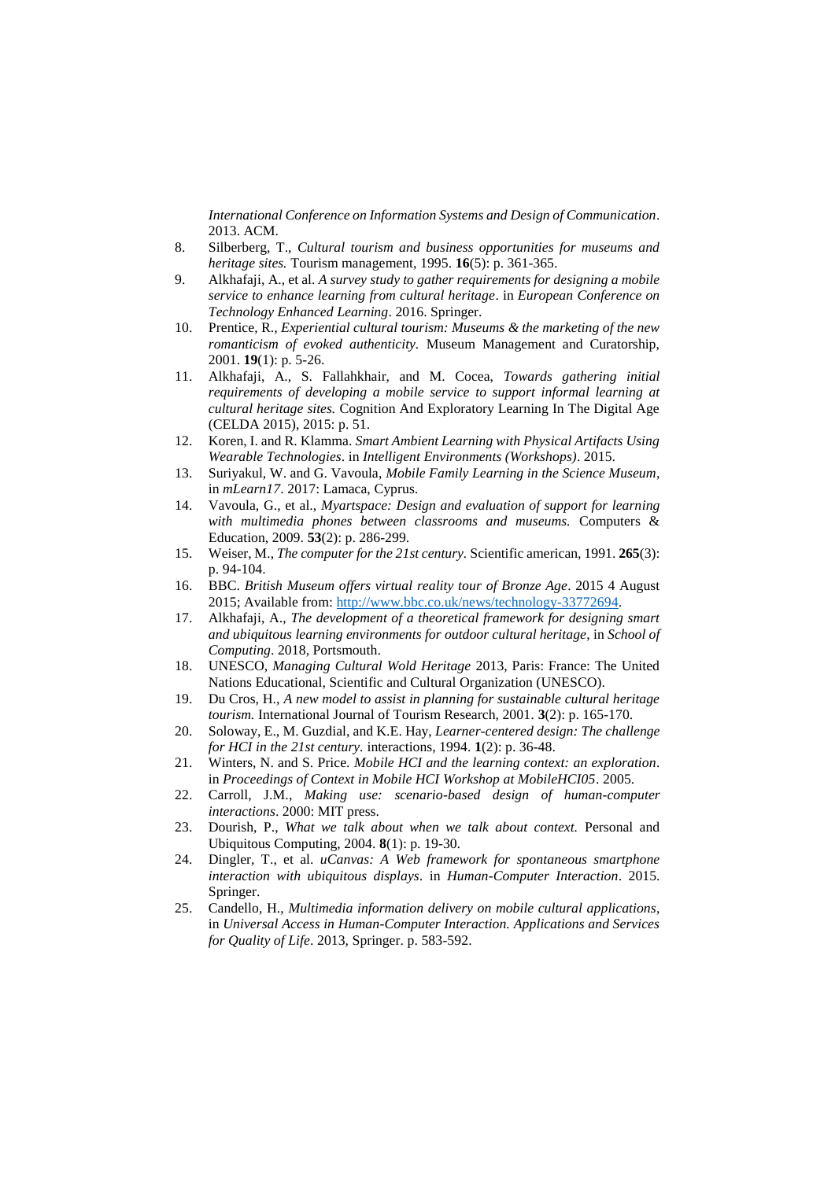*International Conference on Information Systems and Design of Communication*. 2013. ACM.

8. Silberberg, T., *Cultural tourism and business opportunities for museums and heritage sites.* Tourism management, 1995. **16**(5): p. 361-365.
9. Alkhafaji, A., et al. *A survey study to gather requirements for designing a mobile service to enhance learning from cultural heritage*. in *European Conference on Technology Enhanced Learning*. 2016. Springer.
10. Prentice, R., *Experiential cultural tourism: Museums & the marketing of the new romanticism of evoked authenticity.* Museum Management and Curatorship, 2001. **19**(1): p. 5-26.
11. Alkhafaji, A., S. Fallahkhair, and M. Cocea, *Towards gathering initial requirements of developing a mobile service to support informal learning at cultural heritage sites.* Cognition And Exploratory Learning In The Digital Age (CELDA 2015), 2015: p. 51.
12. Koren, I. and R. Klamma. *Smart Ambient Learning with Physical Artifacts Using Wearable Technologies*. in *Intelligent Environments (Workshops)*. 2015.
13. Suriyakul, W. and G. Vavoula, *Mobile Family Learning in the Science Museum*, in *mLearn17*. 2017: Lamaca, Cyprus.
14. Vavoula, G., et al., *Myartspace: Design and evaluation of support for learning with multimedia phones between classrooms and museums.* Computers & Education, 2009. **53**(2): p. 286-299.
15. Weiser, M., *The computer for the 21st century.* Scientific american, 1991. **265**(3): p. 94-104.
16. BBC. *British Museum offers virtual reality tour of Bronze Age*. 2015 4 August 2015; Available from: http://www.bbc.co.uk/news/technology-33772694.
17. Alkhafaji, A., *The development of a theoretical framework for designing smart and ubiquitous learning environments for outdoor cultural heritage*, in *School of Computing*. 2018, Portsmouth.
18. UNESCO, *Managing Cultural Wold Heritage* 2013, Paris: France: The United Nations Educational, Scientific and Cultural Organization (UNESCO).
19. Du Cros, H., *A new model to assist in planning for sustainable cultural heritage tourism.* International Journal of Tourism Research, 2001. **3**(2): p. 165-170.
20. Soloway, E., M. Guzdial, and K.E. Hay, *Learner-centered design: The challenge for HCI in the 21st century.* interactions, 1994. **1**(2): p. 36-48.
21. Winters, N. and S. Price. *Mobile HCI and the learning context: an exploration*. in *Proceedings of Context in Mobile HCI Workshop at MobileHCI05*. 2005.
22. Carroll, J.M., *Making use: scenario-based design of human-computer interactions*. 2000: MIT press.
23. Dourish, P., *What we talk about when we talk about context.* Personal and Ubiquitous Computing, 2004. **8**(1): p. 19-30.
24. Dingler, T., et al. *uCanvas: A Web framework for spontaneous smartphone interaction with ubiquitous displays*. in *Human-Computer Interaction*. 2015. Springer.
25. Candello, H., *Multimedia information delivery on mobile cultural applications*, in *Universal Access in Human-Computer Interaction. Applications and Services for Quality of Life*. 2013, Springer. p. 583-592.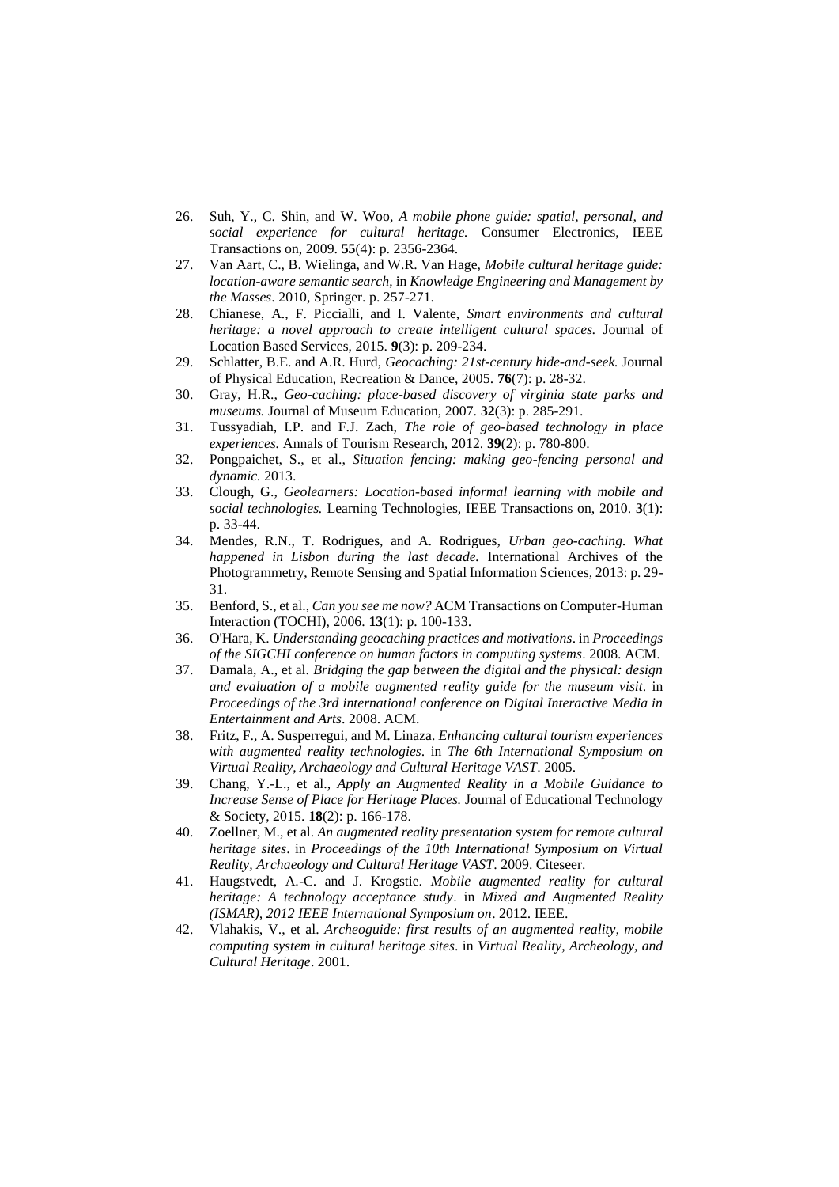26. Suh, Y., C. Shin, and W. Woo, *A mobile phone guide: spatial, personal, and social experience for cultural heritage.* Consumer Electronics, IEEE Transactions on, 2009. **55**(4): p. 2356-2364.
27. Van Aart, C., B. Wielinga, and W.R. Van Hage, *Mobile cultural heritage guide: location-aware semantic search*, in *Knowledge Engineering and Management by the Masses*. 2010, Springer. p. 257-271.
28. Chianese, A., F. Piccialli, and I. Valente, *Smart environments and cultural heritage: a novel approach to create intelligent cultural spaces.* Journal of Location Based Services, 2015. **9**(3): p. 209-234.
29. Schlatter, B.E. and A.R. Hurd, *Geocaching: 21st-century hide-and-seek.* Journal of Physical Education, Recreation & Dance, 2005. **76**(7): p. 28-32.
30. Gray, H.R., *Geo-caching: place-based discovery of virginia state parks and museums.* Journal of Museum Education, 2007. **32**(3): p. 285-291.
31. Tussyadiah, I.P. and F.J. Zach, *The role of geo-based technology in place experiences.* Annals of Tourism Research, 2012. **39**(2): p. 780-800.
32. Pongpaichet, S., et al., *Situation fencing: making geo-fencing personal and dynamic.* 2013.
33. Clough, G., *Geolearners: Location-based informal learning with mobile and social technologies.* Learning Technologies, IEEE Transactions on, 2010. **3**(1): p. 33-44.
34. Mendes, R.N., T. Rodrigues, and A. Rodrigues, *Urban geo-caching. What happened in Lisbon during the last decade.* International Archives of the Photogrammetry, Remote Sensing and Spatial Information Sciences, 2013: p. 29-31.
35. Benford, S., et al., *Can you see me now?* ACM Transactions on Computer-Human Interaction (TOCHI), 2006. **13**(1): p. 100-133.
36. O'Hara, K. *Understanding geocaching practices and motivations*. in *Proceedings of the SIGCHI conference on human factors in computing systems*. 2008. ACM.
37. Damala, A., et al. *Bridging the gap between the digital and the physical: design and evaluation of a mobile augmented reality guide for the museum visit*. in *Proceedings of the 3rd international conference on Digital Interactive Media in Entertainment and Arts*. 2008. ACM.
38. Fritz, F., A. Susperregui, and M. Linaza. *Enhancing cultural tourism experiences with augmented reality technologies*. in *The 6th International Symposium on Virtual Reality, Archaeology and Cultural Heritage VAST*. 2005.
39. Chang, Y.-L., et al., *Apply an Augmented Reality in a Mobile Guidance to Increase Sense of Place for Heritage Places.* Journal of Educational Technology & Society, 2015. **18**(2): p. 166-178.
40. Zoellner, M., et al. *An augmented reality presentation system for remote cultural heritage sites*. in *Proceedings of the 10th International Symposium on Virtual Reality, Archaeology and Cultural Heritage VAST*. 2009. Citeseer.
41. Haugstvedt, A.-C. and J. Krogstie. *Mobile augmented reality for cultural heritage: A technology acceptance study*. in *Mixed and Augmented Reality (ISMAR), 2012 IEEE International Symposium on*. 2012. IEEE.
42. Vlahakis, V., et al. *Archeoguide: first results of an augmented reality, mobile computing system in cultural heritage sites*. in *Virtual Reality, Archeology, and Cultural Heritage*. 2001.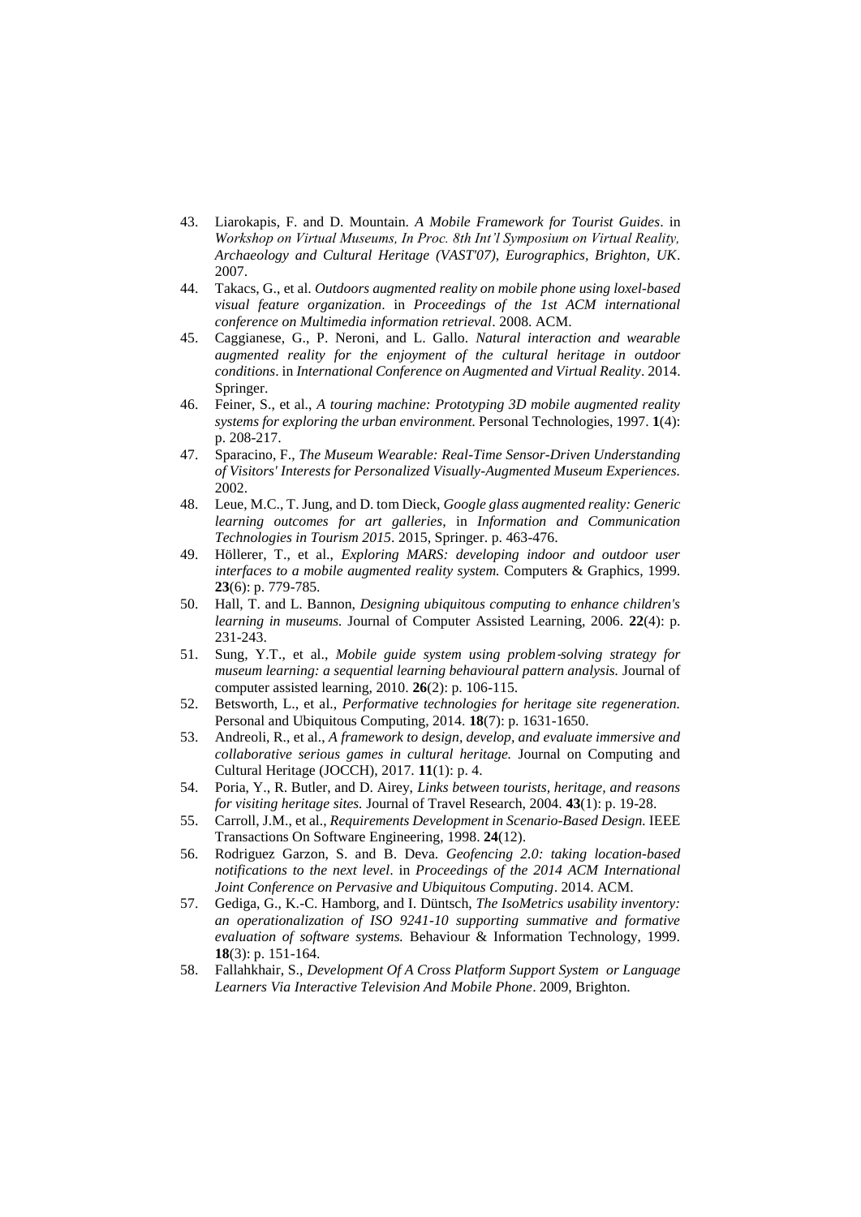43. Liarokapis, F. and D. Mountain. *A Mobile Framework for Tourist Guides*. in *Workshop on Virtual Museums, In Proc. 8th Int'l Symposium on Virtual Reality, Archaeology and Cultural Heritage (VAST'07), Eurographics, Brighton, UK*. 2007.
44. Takacs, G., et al. *Outdoors augmented reality on mobile phone using loxel-based visual feature organization*. in *Proceedings of the 1st ACM international conference on Multimedia information retrieval*. 2008. ACM.
45. Caggianese, G., P. Neroni, and L. Gallo. *Natural interaction and wearable augmented reality for the enjoyment of the cultural heritage in outdoor conditions*. in *International Conference on Augmented and Virtual Reality*. 2014. Springer.
46. Feiner, S., et al., *A touring machine: Prototyping 3D mobile augmented reality systems for exploring the urban environment.* Personal Technologies, 1997. **1**(4): p. 208-217.
47. Sparacino, F., *The Museum Wearable: Real-Time Sensor-Driven Understanding of Visitors' Interests for Personalized Visually-Augmented Museum Experiences.* 2002.
48. Leue, M.C., T. Jung, and D. tom Dieck, *Google glass augmented reality: Generic learning outcomes for art galleries*, in *Information and Communication Technologies in Tourism 2015*. 2015, Springer. p. 463-476.
49. Höllerer, T., et al., *Exploring MARS: developing indoor and outdoor user interfaces to a mobile augmented reality system.* Computers & Graphics, 1999. **23**(6): p. 779-785.
50. Hall, T. and L. Bannon, *Designing ubiquitous computing to enhance children's learning in museums.* Journal of Computer Assisted Learning, 2006. **22**(4): p. 231-243.
51. Sung, Y.T., et al., *Mobile guide system using problem‐solving strategy for museum learning: a sequential learning behavioural pattern analysis.* Journal of computer assisted learning, 2010. **26**(2): p. 106-115.
52. Betsworth, L., et al., *Performative technologies for heritage site regeneration.* Personal and Ubiquitous Computing, 2014. **18**(7): p. 1631-1650.
53. Andreoli, R., et al., *A framework to design, develop, and evaluate immersive and collaborative serious games in cultural heritage.* Journal on Computing and Cultural Heritage (JOCCH), 2017. **11**(1): p. 4.
54. Poria, Y., R. Butler, and D. Airey, *Links between tourists, heritage, and reasons for visiting heritage sites.* Journal of Travel Research, 2004. **43**(1): p. 19-28.
55. Carroll, J.M., et al., *Requirements Development in Scenario-Based Design.* IEEE Transactions On Software Engineering, 1998. **24**(12).
56. Rodriguez Garzon, S. and B. Deva. *Geofencing 2.0: taking location-based notifications to the next level*. in *Proceedings of the 2014 ACM International Joint Conference on Pervasive and Ubiquitous Computing*. 2014. ACM.
57. Gediga, G., K.-C. Hamborg, and I. Düntsch, *The IsoMetrics usability inventory: an operationalization of ISO 9241-10 supporting summative and formative evaluation of software systems.* Behaviour & Information Technology, 1999. **18**(3): p. 151-164.
58. Fallahkhair, S., *Development Of A Cross Platform Support System or Language Learners Via Interactive Television And Mobile Phone*. 2009, Brighton.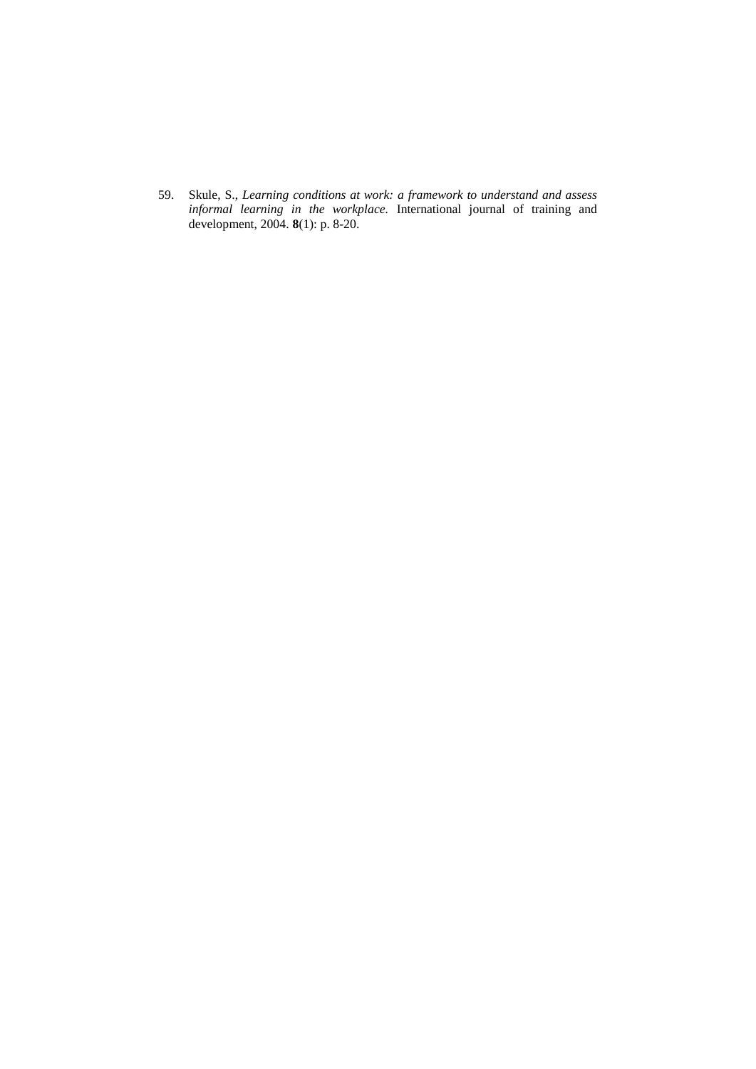59. Skule, S., *Learning conditions at work: a framework to understand and assess informal learning in the workplace.* International journal of training and development, 2004. **8**(1): p. 8-20.